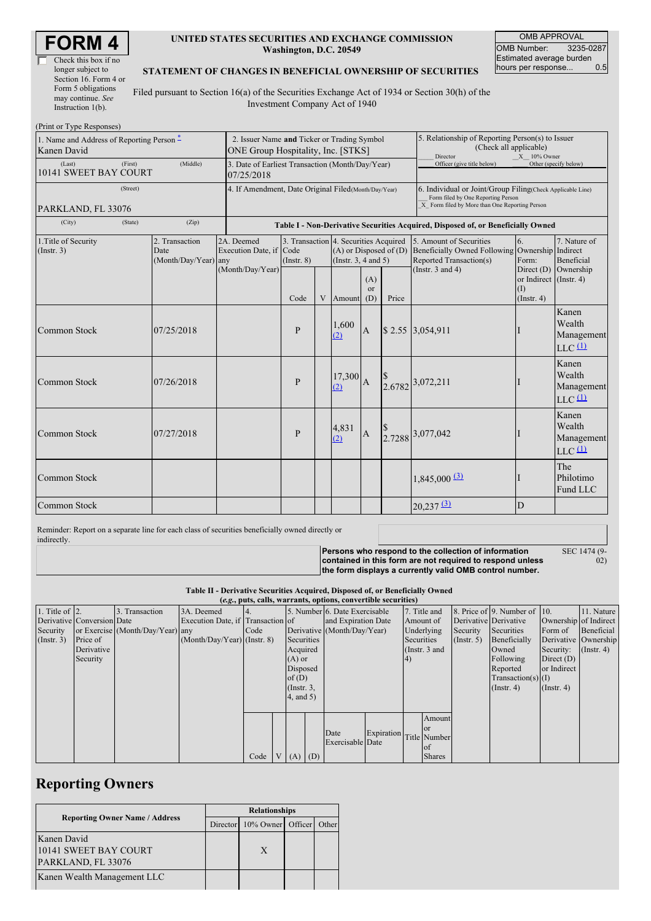# FORM 4

☐ Check this box if no longer subject to Section 16. Form 4 or Form 5 obligations may continue. *See* Instruction 1(b).

**UNITED STATES SECURITIES AND EXCHANGE COMMISSION**
**Washington, D.C. 20549**

**STATEMENT OF CHANGES IN BENEFICIAL OWNERSHIP OF SECURITIES**

Filed pursuant to Section 16(a) of the Securities Exchange Act of 1934 or Section 30(h) of the Investment Company Act of 1940

| OMB APPROVAL | |
|---|---|
| OMB Number: | 3235-0287 |
| Estimated average burden hours per response... | 0.5 |

(Print or Type Responses)

| 1. Name and Address of Reporting Person * | 2. Issuer Name **and** Ticker or Trading Symbol | 5. Relationship of Reporting Person(s) to Issuer (Check all applicable) |
|---|---|---|
| Kanen David | ONE Group Hospitality, Inc. [STKS] | ___ Director  _X_ 10% Owner ___ Officer (give title below) ___ Other (specify below) |
| (Last) (First) (Middle) 10141 SWEET BAY COURT | 3. Date of Earliest Transaction (Month/Day/Year) 07/25/2018 | |
| (Street) PARKLAND, FL 33076 | 4. If Amendment, Date Original Filed(Month/Day/Year) | 6. Individual or Joint/Group Filing(Check Applicable Line) ___ Form filed by One Reporting Person _X_ Form filed by More than One Reporting Person |
| (City) (State) (Zip) | | |

**Table I - Non-Derivative Securities Acquired, Disposed of, or Beneficially Owned**

| 1.Title of Security (Instr. 3) | 2. Transaction Date (Month/Day/Year) | 2A. Deemed Execution Date, if any (Month/Day/Year) | 3. Transaction Code (Instr. 8) | | 4. Securities Acquired (A) or Disposed of (D) (Instr. 3, 4 and 5) | | | 5. Amount of Securities Beneficially Owned Following Reported Transaction(s) (Instr. 3 and 4) | 6. Ownership Form: Direct (D) or Indirect (I) (Instr. 4) | 7. Nature of Indirect Beneficial Ownership (Instr. 4) |
|---|---|---|---|---|---|---|---|---|---|---|
| | | | Code | V | Amount | (A) or (D) | Price | | | |
| Common Stock | 07/25/2018 | | P | | 1,600 (2) | A | $ 2.55 | 3,054,911 | I | Kanen Wealth Management LLC (1) |
| Common Stock | 07/26/2018 | | P | | 17,300 (2) | A | $ 2.6782 | 3,072,211 | I | Kanen Wealth Management LLC (1) |
| Common Stock | 07/27/2018 | | P | | 4,831 (2) | A | $ 2.7288 | 3,077,042 | I | Kanen Wealth Management LLC (1) |
| Common Stock | | | | | | | | 1,845,000 (3) | I | The Philotimo Fund LLC |
| Common Stock | | | | | | | | 20,237 (3) | D | |

Reminder: Report on a separate line for each class of securities beneficially owned directly or indirectly.

**Persons who respond to the collection of information contained in this form are not required to respond unless the form displays a currently valid OMB control number.** SEC 1474 (9-02)

**Table II - Derivative Securities Acquired, Disposed of, or Beneficially Owned**
**(*e.g.*, puts, calls, warrants, options, convertible securities)**

| 1. Title of Derivative Security (Instr. 3) | 2. Conversion or Exercise Price of Derivative Security | 3. Transaction Date (Month/Day/Year) | 3A. Deemed Execution Date, if any (Month/Day/Year) | 4. Transaction Code (Instr. 8) | | 5. Number of Derivative Securities Acquired (A) or Disposed of (D) (Instr. 3, 4, and 5) | | 6. Date Exercisable and Expiration Date (Month/Day/Year) | | 7. Title and Amount of Underlying Securities (Instr. 3 and 4) | | 8. Price of Derivative Security (Instr. 5) | 9. Number of Derivative Securities Beneficially Owned Following Reported Transaction(s) (Instr. 4) | 10. Ownership Form of Derivative Security: Direct (D) or Indirect (I) (Instr. 4) | 11. Nature of Indirect Beneficial Ownership (Instr. 4) |
|---|---|---|---|---|---|---|---|---|---|---|---|---|---|---|---|
| | | | | Code | V | (A) | (D) | Date Exercisable | Expiration Date | Title | Amount or Number of Shares | | | | |

## Reporting Owners

| Reporting Owner Name / Address | Relationships | | | |
|---|---|---|---|---|
| | Director | 10% Owner | Officer | Other |
| Kanen David 10141 SWEET BAY COURT PARKLAND, FL 33076 | | X | | |
| Kanen Wealth Management LLC | | | | |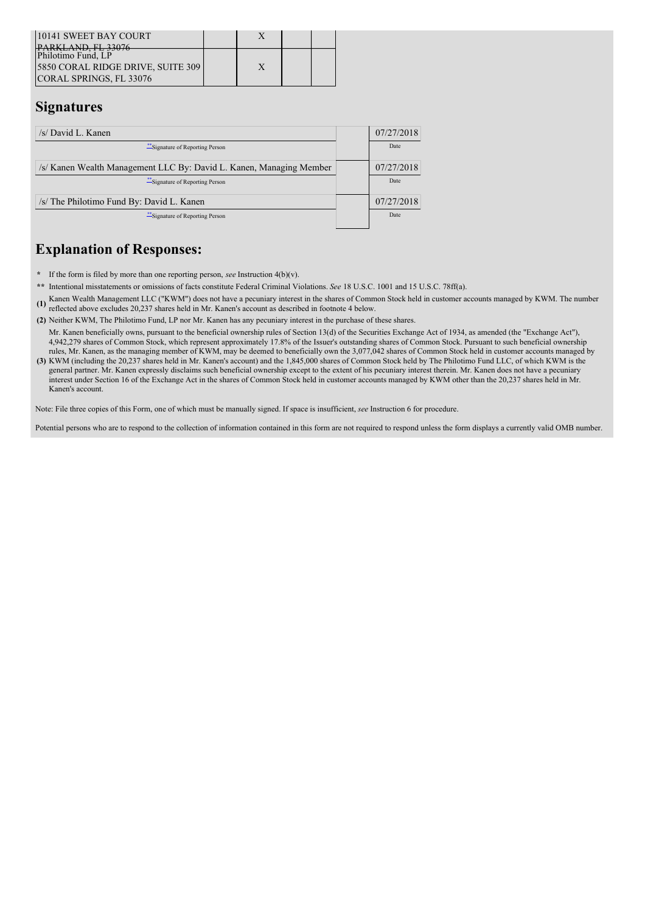| | | | | |
|---|---|---|---|---|
| 10141 SWEET BAY COURT<br>PARKLAND, FL 33076 | | X | | |
| Philotimo Fund, LP<br>5850 CORAL RIDGE DRIVE, SUITE 309<br>CORAL SPRINGS, FL 33076 | | X | | |

## Signatures

| | | |
|---|---|---|
| /s/ David L. Kanen | | 07/27/2018 |
| ** Signature of Reporting Person | | Date |
| /s/ Kanen Wealth Management LLC By: David L. Kanen, Managing Member | | 07/27/2018 |
| ** Signature of Reporting Person | | Date |
| /s/ The Philotimo Fund By: David L. Kanen | | 07/27/2018 |
| ** Signature of Reporting Person | | Date |

## Explanation of Responses:

- **\*** If the form is filed by more than one reporting person, *see* Instruction 4(b)(v).
- **\*\*** Intentional misstatements or omissions of facts constitute Federal Criminal Violations. *See* 18 U.S.C. 1001 and 15 U.S.C. 78ff(a).
- **(1)** Kanen Wealth Management LLC ("KWM") does not have a pecuniary interest in the shares of Common Stock held in customer accounts managed by KWM. The number reflected above excludes 20,237 shares held in Mr. Kanen's account as described in footnote 4 below.
- **(2)** Neither KWM, The Philotimo Fund, LP nor Mr. Kanen has any pecuniary interest in the purchase of these shares.
- **(3)** Mr. Kanen beneficially owns, pursuant to the beneficial ownership rules of Section 13(d) of the Securities Exchange Act of 1934, as amended (the "Exchange Act"), 4,942,279 shares of Common Stock, which represent approximately 17.8% of the Issuer's outstanding shares of Common Stock. Pursuant to such beneficial ownership rules, Mr. Kanen, as the managing member of KWM, may be deemed to beneficially own the 3,077,042 shares of Common Stock held in customer accounts managed by KWM (including the 20,237 shares held in Mr. Kanen's account) and the 1,845,000 shares of Common Stock held by The Philotimo Fund LLC, of which KWM is the general partner. Mr. Kanen expressly disclaims such beneficial ownership except to the extent of his pecuniary interest therein. Mr. Kanen does not have a pecuniary interest under Section 16 of the Exchange Act in the shares of Common Stock held in customer accounts managed by KWM other than the 20,237 shares held in Mr. Kanen's account.

Note: File three copies of this Form, one of which must be manually signed. If space is insufficient, *see* Instruction 6 for procedure.

Potential persons who are to respond to the collection of information contained in this form are not required to respond unless the form displays a currently valid OMB number.